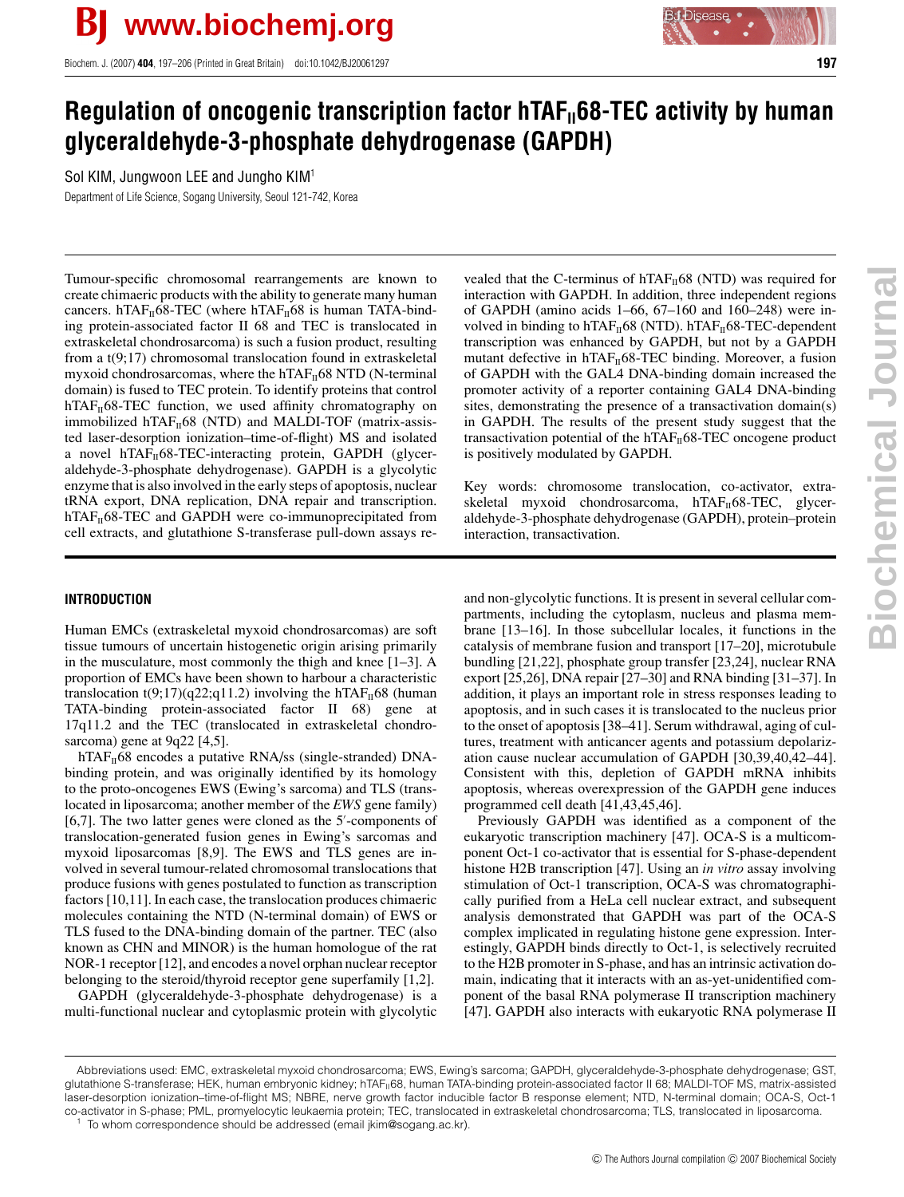# Regulation of oncogenic transcription factor hTAF$_{II}$68-TEC activity by human glyceraldehyde-3-phosphate dehydrogenase (GAPDH)

Sol KIM, Jungwoon LEE and Jungho KIM[1]

Department of Life Science, Sogang University, Seoul 121-742, Korea

Tumour-specific chromosomal rearrangements are known to create chimaeric products with the ability to generate many human cancers. hTAF$_{II}$68-TEC (where hTAF$_{II}$68 is human TATA-binding protein-associated factor II 68 and TEC is translocated in extraskeletal chondrosarcoma) is such a fusion product, resulting from a t(9;17) chromosomal translocation found in extraskeletal myxoid chondrosarcomas, where the hTAF$_{II}$68 NTD (N-terminal domain) is fused to TEC protein. To identify proteins that control hTAF$_{II}$68-TEC function, we used affinity chromatography on immobilized hTAF$_{II}$68 (NTD) and MALDI-TOF (matrix-assisted laser-desorption ionization–time-of-flight) MS and isolated a novel hTAF$_{II}$68-TEC-interacting protein, GAPDH (glyceraldehyde-3-phosphate dehydrogenase). GAPDH is a glycolytic enzyme that is also involved in the early steps of apoptosis, nuclear tRNA export, DNA replication, DNA repair and transcription. hTAF$_{II}$68-TEC and GAPDH were co-immunoprecipitated from cell extracts, and glutathione S-transferase pull-down assays revealed that the C-terminus of hTAF$_{II}$68 (NTD) was required for interaction with GAPDH. In addition, three independent regions of GAPDH (amino acids 1–66, 67–160 and 160–248) were involved in binding to hTAF$_{II}$68 (NTD). hTAF$_{II}$68-TEC-dependent transcription was enhanced by GAPDH, but not by a GAPDH mutant defective in hTAF$_{II}$68-TEC binding. Moreover, a fusion of GAPDH with the GAL4 DNA-binding domain increased the promoter activity of a reporter containing GAL4 DNA-binding sites, demonstrating the presence of a transactivation domain(s) in GAPDH. The results of the present study suggest that the transactivation potential of the hTAF$_{II}$68-TEC oncogene product is positively modulated by GAPDH.

Key words: chromosome translocation, co-activator, extraskeletal myxoid chondrosarcoma, hTAF$_{II}$68-TEC, glyceraldehyde-3-phosphate dehydrogenase (GAPDH), protein–protein interaction, transactivation.

## INTRODUCTION

Human EMCs (extraskeletal myxoid chondrosarcomas) are soft tissue tumours of uncertain histogenetic origin arising primarily in the musculature, most commonly the thigh and knee [1–3]. A proportion of EMCs have been shown to harbour a characteristic translocation t(9;17)(q22;q11.2) involving the hTAF$_{II}$68 (human TATA-binding protein-associated factor II 68) gene at 17q11.2 and the TEC (translocated in extraskeletal chondrosarcoma) gene at 9q22 [4,5].

hTAF$_{II}$68 encodes a putative RNA/ss (single-stranded) DNA-binding protein, and was originally identified by its homology to the proto-oncogenes EWS (Ewing's sarcoma) and TLS (translocated in liposarcoma; another member of the *EWS* gene family) [6,7]. The two latter genes were cloned as the 5′-components of translocation-generated fusion genes in Ewing's sarcomas and myxoid liposarcomas [8,9]. The EWS and TLS genes are involved in several tumour-related chromosomal translocations that produce fusions with genes postulated to function as transcription factors [10,11]. In each case, the translocation produces chimaeric molecules containing the NTD (N-terminal domain) of EWS or TLS fused to the DNA-binding domain of the partner. TEC (also known as CHN and MINOR) is the human homologue of the rat NOR-1 receptor [12], and encodes a novel orphan nuclear receptor belonging to the steroid/thyroid receptor gene superfamily [1,2].

GAPDH (glyceraldehyde-3-phosphate dehydrogenase) is a multi-functional nuclear and cytoplasmic protein with glycolytic and non-glycolytic functions. It is present in several cellular compartments, including the cytoplasm, nucleus and plasma membrane [13–16]. In those subcellular locales, it functions in the catalysis of membrane fusion and transport [17–20], microtubule bundling [21,22], phosphate group transfer [23,24], nuclear RNA export [25,26], DNA repair [27–30] and RNA binding [31–37]. In addition, it plays an important role in stress responses leading to apoptosis, and in such cases it is translocated to the nucleus prior to the onset of apoptosis [38–41]. Serum withdrawal, aging of cultures, treatment with anticancer agents and potassium depolarization cause nuclear accumulation of GAPDH [30,39,40,42–44]. Consistent with this, depletion of GAPDH mRNA inhibits apoptosis, whereas overexpression of the GAPDH gene induces programmed cell death [41,43,45,46].

Previously GAPDH was identified as a component of the eukaryotic transcription machinery [47]. OCA-S is a multicomponent Oct-1 co-activator that is essential for S-phase-dependent histone H2B transcription [47]. Using an *in vitro* assay involving stimulation of Oct-1 transcription, OCA-S was chromatographically purified from a HeLa cell nuclear extract, and subsequent analysis demonstrated that GAPDH was part of the OCA-S complex implicated in regulating histone gene expression. Interestingly, GAPDH binds directly to Oct-1, is selectively recruited to the H2B promoter in S-phase, and has an intrinsic activation domain, indicating that it interacts with an as-yet-unidentified component of the basal RNA polymerase II transcription machinery [47]. GAPDH also interacts with eukaryotic RNA polymerase II

Abbreviations used: EMC, extraskeletal myxoid chondrosarcoma; EWS, Ewing's sarcoma; GAPDH, glyceraldehyde-3-phosphate dehydrogenase; GST, glutathione S-transferase; HEK, human embryonic kidney; hTAF$_{II}$68, human TATA-binding protein-associated factor II 68; MALDI-TOF MS, matrix-assisted laser-desorption ionization–time-of-flight MS; NBRE, nerve growth factor inducible factor B response element; NTD, N-terminal domain; OCA-S, Oct-1 co-activator in S-phase; PML, promyelocytic leukaemia protein; TEC, translocated in extraskeletal chondrosarcoma; TLS, translocated in liposarcoma.

[1] To whom correspondence should be addressed (email jkim@sogang.ac.kr).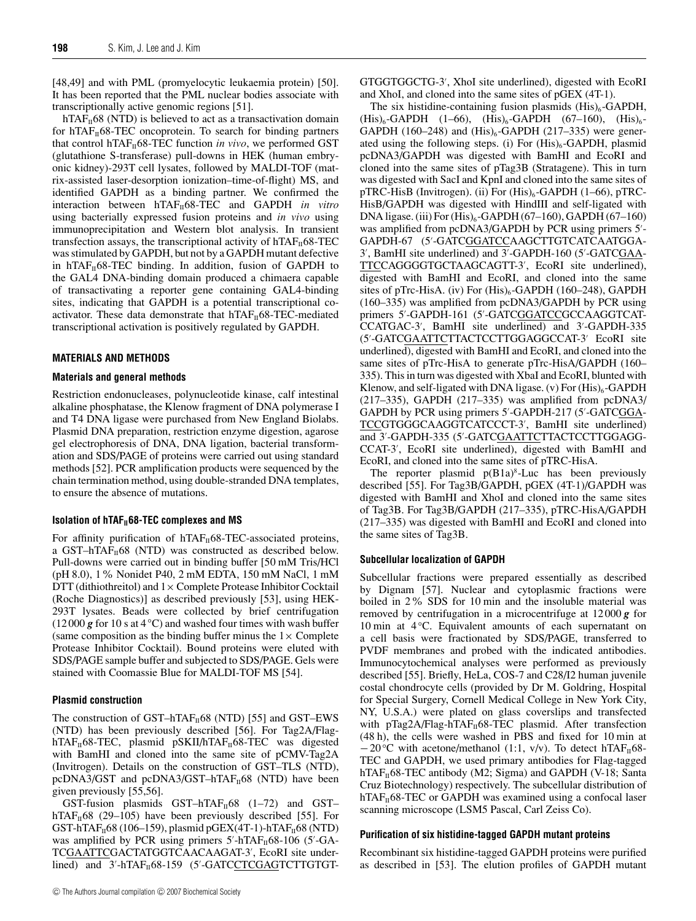[48,49] and with PML (promyelocytic leukaemia protein) [50]. It has been reported that the PML nuclear bodies associate with transcriptionally active genomic regions [51].

$hTAF_{II}68$ (NTD) is believed to act as a transactivation domain for $hTAF_{II}68$-TEC oncoprotein. To search for binding partners that control $hTAF_{II}68$-TEC function *in vivo*, we performed GST (glutathione S-transferase) pull-downs in HEK (human embryonic kidney)-293T cell lysates, followed by MALDI-TOF (matrix-assisted laser-desorption ionization–time-of-flight) MS, and identified GAPDH as a binding partner. We confirmed the interaction between $hTAF_{II}68$-TEC and GAPDH *in vitro* using bacterially expressed fusion proteins and *in vivo* using immunoprecipitation and Western blot analysis. In transient transfection assays, the transcriptional activity of $hTAF_{II}68$-TEC was stimulated by GAPDH, but not by a GAPDH mutant defective in $hTAF_{II}68$-TEC binding. In addition, fusion of GAPDH to the GAL4 DNA-binding domain produced a chimaera capable of transactivating a reporter gene containing GAL4-binding sites, indicating that GAPDH is a potential transcriptional co-activator. These data demonstrate that $hTAF_{II}68$-TEC-mediated transcriptional activation is positively regulated by GAPDH.

## MATERIALS AND METHODS

### Materials and general methods

Restriction endonucleases, polynucleotide kinase, calf intestinal alkaline phosphatase, the Klenow fragment of DNA polymerase I and T4 DNA ligase were purchased from New England Biolabs. Plasmid DNA preparation, restriction enzyme digestion, agarose gel electrophoresis of DNA, DNA ligation, bacterial transformation and SDS/PAGE of proteins were carried out using standard methods [52]. PCR amplification products were sequenced by the chain termination method, using double-stranded DNA templates, to ensure the absence of mutations.

### Isolation of $hTAF_{II}68$-TEC complexes and MS

For affinity purification of $hTAF_{II}68$-TEC-associated proteins, a GST–$hTAF_{II}68$ (NTD) was constructed as described below. Pull-downs were carried out in binding buffer [50 mM Tris/HCl (pH 8.0), 1 % Nonidet P40, 2 mM EDTA, 150 mM NaCl, 1 mM DTT (dithiothreitol) and 1× Complete Protease Inhibitor Cocktail (Roche Diagnostics)] as described previously [53], using HEK-293T lysates. Beads were collected by brief centrifugation (12 000 ***g*** for 10 s at 4 °C) and washed four times with wash buffer (same composition as the binding buffer minus the 1× Complete Protease Inhibitor Cocktail). Bound proteins were eluted with SDS/PAGE sample buffer and subjected to SDS/PAGE. Gels were stained with Coomassie Blue for MALDI-TOF MS [54].

### Plasmid construction

The construction of GST–$hTAF_{II}68$ (NTD) [55] and GST–EWS (NTD) has been previously described [56]. For Tag2A/Flag-$hTAF_{II}68$-TEC, plasmid pSKII/$hTAF_{II}68$-TEC was digested with BamHI and cloned into the same site of pCMV-Tag2A (Invitrogen). Details on the construction of GST–TLS (NTD), pcDNA3/GST and pcDNA3/GST–$hTAF_{II}68$ (NTD) have been given previously [55,56].

GST-fusion plasmids GST–$hTAF_{II}68$ (1–72) and GST–$hTAF_{II}68$ (29–105) have been previously described [55]. For GST-$hTAF_{II}68$ (106–159), plasmid pGEX(4T-1)-$hTAF_{II}68$ (NTD) was amplified by PCR using primers 5′-$hTAF_{II}68$-106 (5′-GATCGAATTCGACTATGGTCAACAAGAT-3′, EcoRI site underlined) and 3′-$hTAF_{II}68$-159 (5′-GATCCTCGAGTCTTGTGTGTGGTGGCTG-3′, XhoI site underlined), digested with EcoRI and XhoI, and cloned into the same sites of pGEX (4T-1).

The six histidine-containing fusion plasmids $(His)_6$-GAPDH, $(His)_6$-GAPDH (1–66), $(His)_6$-GAPDH (67–160), $(His)_6$-GAPDH (160–248) and $(His)_6$-GAPDH (217–335) were generated using the following steps. (i) For $(His)_6$-GAPDH, plasmid pcDNA3/GAPDH was digested with BamHI and EcoRI and cloned into the same sites of pTag3B (Stratagene). This in turn was digested with SacI and KpnI and cloned into the same sites of pTRC-HisB (Invitrogen). (ii) For $(His)_6$-GAPDH (1–66), pTRC-HisB/GAPDH was digested with HindIII and self-ligated with DNA ligase. (iii) For $(His)_6$-GAPDH (67–160), GAPDH (67–160) was amplified from pcDNA3/GAPDH by PCR using primers 5′-GAPDH-67 (5′-GATCGGATCCAAGCTTGTCATCAATGGA-3′, BamHI site underlined) and 3′-GAPDH-160 (5′-GATCGAATTCCAGGGGTGCTAAGCAGTT-3′, EcoRI site underlined), digested with BamHI and EcoRI, and cloned into the same sites of pTrc-HisA. (iv) For $(His)_6$-GAPDH (160–248), GAPDH (160–335) was amplified from pcDNA3/GAPDH by PCR using primers 5′-GAPDH-161 (5′-GATCGGATCCGCCAAGGTCATCCATGAC-3′, BamHI site underlined) and 3′-GAPDH-335 (5′-GATCGAATTCTTACTCCTTGGAGGCCAT-3′ EcoRI site underlined), digested with BamHI and EcoRI, and cloned into the same sites of pTrc-HisA to generate pTrc-HisA/GAPDH (160–335). This in turn was digested with XbaI and EcoRI, blunted with Klenow, and self-ligated with DNA ligase. (v) For $(His)_6$-GAPDH (217–335), GAPDH (217–335) was amplified from pcDNA3/GAPDH by PCR using primers 5′-GAPDH-217 (5′-GATCGGATCCGTGGGCAAGGTCATCCCT-3′, BamHI site underlined) and 3′-GAPDH-335 (5′-GATCGAATTCTTACTCCTTGGAGGCCAT-3′, EcoRI site underlined), digested with BamHI and EcoRI, and cloned into the same sites of pTRC-HisA.

The reporter plasmid $p(B1a)^8$-Luc has been previously described [55]. For Tag3B/GAPDH, pGEX (4T-1)/GAPDH was digested with BamHI and XhoI and cloned into the same sites of Tag3B. For Tag3B/GAPDH (217–335), pTRC-HisA/GAPDH (217–335) was digested with BamHI and EcoRI and cloned into the same sites of Tag3B.

### Subcellular localization of GAPDH

Subcellular fractions were prepared essentially as described by Dignam [57]. Nuclear and cytoplasmic fractions were boiled in 2 % SDS for 10 min and the insoluble material was removed by centrifugation in a microcentrifuge at 12 000 ***g*** for 10 min at 4 °C. Equivalent amounts of each supernatant on a cell basis were fractionated by SDS/PAGE, transferred to PVDF membranes and probed with the indicated antibodies. Immunocytochemical analyses were performed as previously described [55]. Briefly, HeLa, COS-7 and C28/I2 human juvenile costal chondrocyte cells (provided by Dr M. Goldring, Hospital for Special Surgery, Cornell Medical College in New York City, NY, U.S.A.) were plated on glass coverslips and transfected with pTag2A/Flag-$hTAF_{II}68$-TEC plasmid. After transfection (48 h), the cells were washed in PBS and fixed for 10 min at −20 °C with acetone/methanol (1:1, v/v). To detect $hTAF_{II}68$-TEC and GAPDH, we used primary antibodies for Flag-tagged $hTAF_{II}68$-TEC antibody (M2; Sigma) and GAPDH (V-18; Santa Cruz Biotechnology) respectively. The subcellular distribution of $hTAF_{II}68$-TEC or GAPDH was examined using a confocal laser scanning microscope (LSM5 Pascal, Carl Zeiss Co).

### Purification of six histidine-tagged GAPDH mutant proteins

Recombinant six histidine-tagged GAPDH proteins were purified as described in [53]. The elution profiles of GAPDH mutant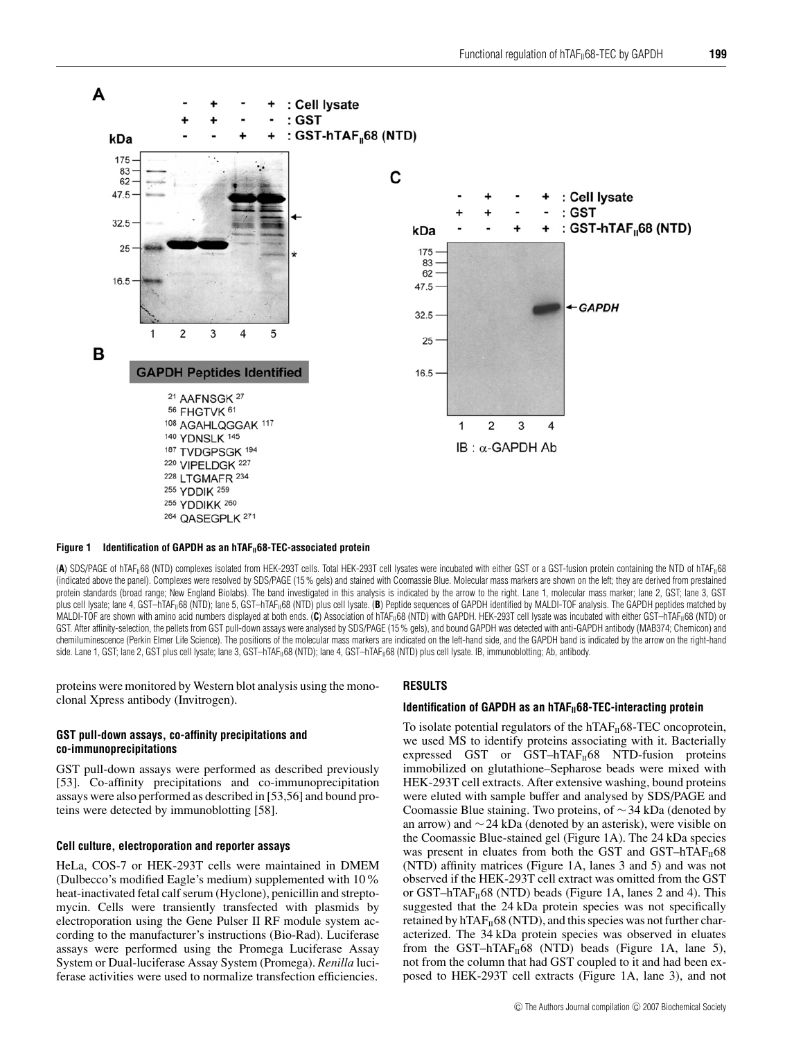**Figure 1 Identification of GAPDH as an $hTAF_{II}68$-TEC-associated protein**

(**A**) SDS/PAGE of $hTAF_{II}68$ (NTD) complexes isolated from HEK-293T cells. Total HEK-293T cell lysates were incubated with either GST or a GST-fusion protein containing the NTD of $hTAF_{II}68$ (indicated above the panel). Complexes were resolved by SDS/PAGE (15 % gels) and stained with Coomassie Blue. Molecular mass markers are shown on the left; they are derived from prestained protein standards (broad range; New England Biolabs). The band investigated in this analysis is indicated by the arrow to the right. Lane 1, molecular mass marker; lane 2, GST; lane 3, GST plus cell lysate; lane 4, GST–$hTAF_{II}68$ (NTD); lane 5, GST–$hTAF_{II}68$ (NTD) plus cell lysate. (**B**) Peptide sequences of GAPDH identified by MALDI-TOF analysis. The GAPDH peptides matched by MALDI-TOF are shown with amino acid numbers displayed at both ends. (**C**) Association of $hTAF_{II}68$ (NTD) with GAPDH. HEK-293T cell lysate was incubated with either GST–$hTAF_{II}68$ (NTD) or GST. After affinity-selection, the pellets from GST pull-down assays were analysed by SDS/PAGE (15 % gels), and bound GAPDH was detected with anti-GAPDH antibody (MAB374; Chemicon) and chemiluminescence (Perkin Elmer Life Science). The positions of the molecular mass markers are indicated on the left-hand side, and the GAPDH band is indicated by the arrow on the right-hand side. Lane 1, GST; lane 2, GST plus cell lysate; lane 3, GST–$hTAF_{II}68$ (NTD); lane 4, GST–$hTAF_{II}68$ (NTD) plus cell lysate. IB, immunoblotting; Ab, antibody.

proteins were monitored by Western blot analysis using the monoclonal Xpress antibody (Invitrogen).

### GST pull-down assays, co-affinity precipitations and co-immunoprecipitations

GST pull-down assays were performed as described previously [53]. Co-affinity precipitations and co-immunoprecipitation assays were also performed as described in [53,56] and bound proteins were detected by immunoblotting [58].

### Cell culture, electroporation and reporter assays

HeLa, COS-7 or HEK-293T cells were maintained in DMEM (Dulbecco's modified Eagle's medium) supplemented with 10 % heat-inactivated fetal calf serum (Hyclone), penicillin and streptomycin. Cells were transiently transfected with plasmids by electroporation using the Gene Pulser II RF module system according to the manufacturer's instructions (Bio-Rad). Luciferase assays were performed using the Promega Luciferase Assay System or Dual-luciferase Assay System (Promega). *Renilla* luciferase activities were used to normalize transfection efficiencies.

## RESULTS

### Identification of GAPDH as an $hTAF_{II}68$-TEC-interacting protein

To isolate potential regulators of the $hTAF_{II}68$-TEC oncoprotein, we used MS to identify proteins associating with it. Bacterially expressed GST or GST–$hTAF_{II}68$ NTD-fusion proteins immobilized on glutathione–Sepharose beads were mixed with HEK-293T cell extracts. After extensive washing, bound proteins were eluted with sample buffer and analysed by SDS/PAGE and Coomassie Blue staining. Two proteins, of ~34 kDa (denoted by an arrow) and ~24 kDa (denoted by an asterisk), were visible on the Coomassie Blue-stained gel (Figure 1A). The 24 kDa species was present in eluates from both the GST and GST–$hTAF_{II}68$ (NTD) affinity matrices (Figure 1A, lanes 3 and 5) and was not observed if the HEK-293T cell extract was omitted from the GST or GST–$hTAF_{II}68$ (NTD) beads (Figure 1A, lanes 2 and 4). This suggested that the 24 kDa protein species was not specifically retained by $hTAF_{II}68$ (NTD), and this species was not further characterized. The 34 kDa protein species was observed in eluates from the GST–$hTAF_{II}68$ (NTD) beads (Figure 1A, lane 5), not from the column that had GST coupled to it and had been exposed to HEK-293T cell extracts (Figure 1A, lane 3), and not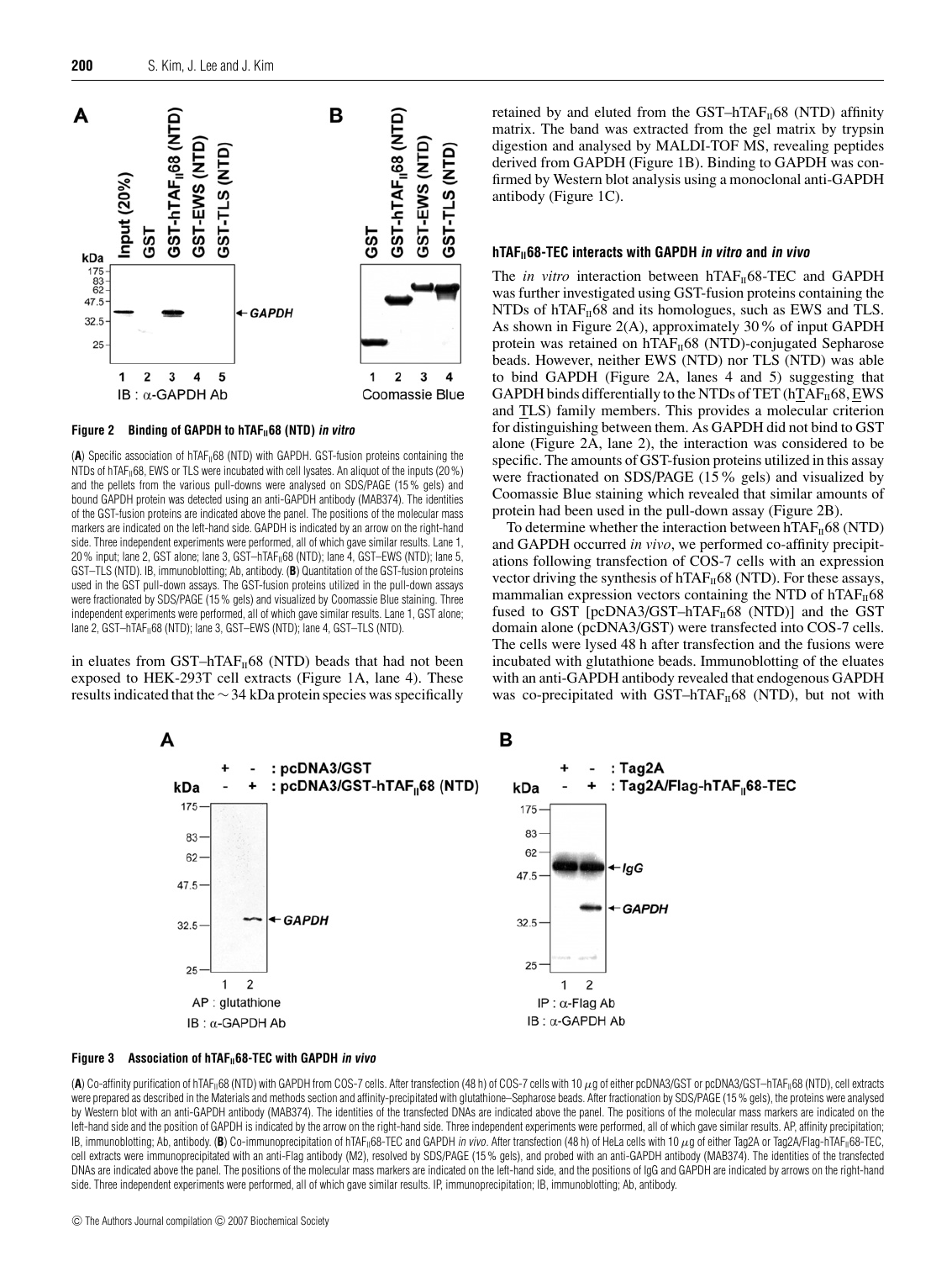**Figure 2 Binding of GAPDH to hTAF$_{II}$68 (NTD) *in vitro***

(**A**) Specific association of hTAF$_{II}$68 (NTD) with GAPDH. GST-fusion proteins containing the NTDs of hTAF$_{II}$68, EWS or TLS were incubated with cell lysates. An aliquot of the inputs (20 %) and the pellets from the various pull-downs were analysed on SDS/PAGE (15 % gels) and bound GAPDH protein was detected using an anti-GAPDH antibody (MAB374). The identities of the GST-fusion proteins are indicated above the panel. The positions of the molecular mass markers are indicated on the left-hand side. GAPDH is indicated by an arrow on the right-hand side. Three independent experiments were performed, all of which gave similar results. Lane 1, 20 % input; lane 2, GST alone; lane 3, GST–hTAF$_{II}$68 (NTD); lane 4, GST–EWS (NTD); lane 5, GST–TLS (NTD). IB, immunoblotting; Ab, antibody. (**B**) Quantitation of the GST-fusion proteins used in the GST pull-down assays. The GST-fusion proteins utilized in the pull-down assays were fractionated by SDS/PAGE (15 % gels) and visualized by Coomassie Blue staining. Three independent experiments were performed, all of which gave similar results. Lane 1, GST alone; lane 2, GST–hTAF$_{II}$68 (NTD); lane 3, GST–EWS (NTD); lane 4, GST–TLS (NTD).

in eluates from GST–hTAF$_{II}$68 (NTD) beads that had not been exposed to HEK-293T cell extracts (Figure 1A, lane 4). These results indicated that the ~34 kDa protein species was specifically retained by and eluted from the GST–hTAF$_{II}$68 (NTD) affinity matrix. The band was extracted from the gel matrix by trypsin digestion and analysed by MALDI-TOF MS, revealing peptides derived from GAPDH (Figure 1B). Binding to GAPDH was confirmed by Western blot analysis using a monoclonal anti-GAPDH antibody (Figure 1C).

### hTAF$_{II}$68-TEC interacts with GAPDH *in vitro* and *in vivo*

The *in vitro* interaction between hTAF$_{II}$68-TEC and GAPDH was further investigated using GST-fusion proteins containing the NTDs of hTAF$_{II}$68 and its homologues, such as EWS and TLS. As shown in Figure 2(A), approximately 30 % of input GAPDH protein was retained on hTAF$_{II}$68 (NTD)-conjugated Sepharose beads. However, neither EWS (NTD) nor TLS (NTD) was able to bind GAPDH (Figure 2A, lanes 4 and 5) suggesting that GAPDH binds differentially to the NTDs of TET (hTAF$_{II}$68, EWS and TLS) family members. This provides a molecular criterion for distinguishing between them. As GAPDH did not bind to GST alone (Figure 2A, lane 2), the interaction was considered to be specific. The amounts of GST-fusion proteins utilized in this assay were fractionated on SDS/PAGE (15 % gels) and visualized by Coomassie Blue staining which revealed that similar amounts of protein had been used in the pull-down assay (Figure 2B).

To determine whether the interaction between hTAF$_{II}$68 (NTD) and GAPDH occurred *in vivo*, we performed co-affinity precipitations following transfection of COS-7 cells with an expression vector driving the synthesis of hTAF$_{II}$68 (NTD). For these assays, mammalian expression vectors containing the NTD of hTAF$_{II}$68 fused to GST [pcDNA3/GST–hTAF$_{II}$68 (NTD)] and the GST domain alone (pcDNA3/GST) were transfected into COS-7 cells. The cells were lysed 48 h after transfection and the fusions were incubated with glutathione beads. Immunoblotting of the eluates with an anti-GAPDH antibody revealed that endogenous GAPDH was co-precipitated with GST–hTAF$_{II}$68 (NTD), but not with

**Figure 3 Association of hTAF$_{II}$68-TEC with GAPDH *in vivo***

(**A**) Co-affinity purification of hTAF$_{II}$68 (NTD) with GAPDH from COS-7 cells. After transfection (48 h) of COS-7 cells with 10 $\mu$g of either pcDNA3/GST or pcDNA3/GST–hTAF$_{II}$68 (NTD), cell extracts were prepared as described in the Materials and methods section and affinity-precipitated with glutathione–Sepharose beads. After fractionation by SDS/PAGE (15 % gels), the proteins were analysed by Western blot with an anti-GAPDH antibody (MAB374). The identities of the transfected DNAs are indicated above the panel. The positions of the molecular mass markers are indicated on the left-hand side and the position of GAPDH is indicated by the arrow on the right-hand side. Three independent experiments were performed, all of which gave similar results. AP, affinity precipitation; IB, immunoblotting; Ab, antibody. (**B**) Co-immunoprecipitation of hTAF$_{II}$68-TEC and GAPDH *in vivo*. After transfection (48 h) of HeLa cells with 10 $\mu$g of either Tag2A or Tag2A/Flag-hTAF$_{II}$68-TEC, cell extracts were immunoprecipitated with an anti-Flag antibody (M2), resolved by SDS/PAGE (15 % gels), and probed with an anti-GAPDH antibody (MAB374). The identities of the transfected DNAs are indicated above the panel. The positions of the molecular mass markers are indicated on the left-hand side, and the positions of IgG and GAPDH are indicated by arrows on the right-hand side. Three independent experiments were performed, all of which gave similar results. IP, immunoprecipitation; IB, immunoblotting; Ab, antibody.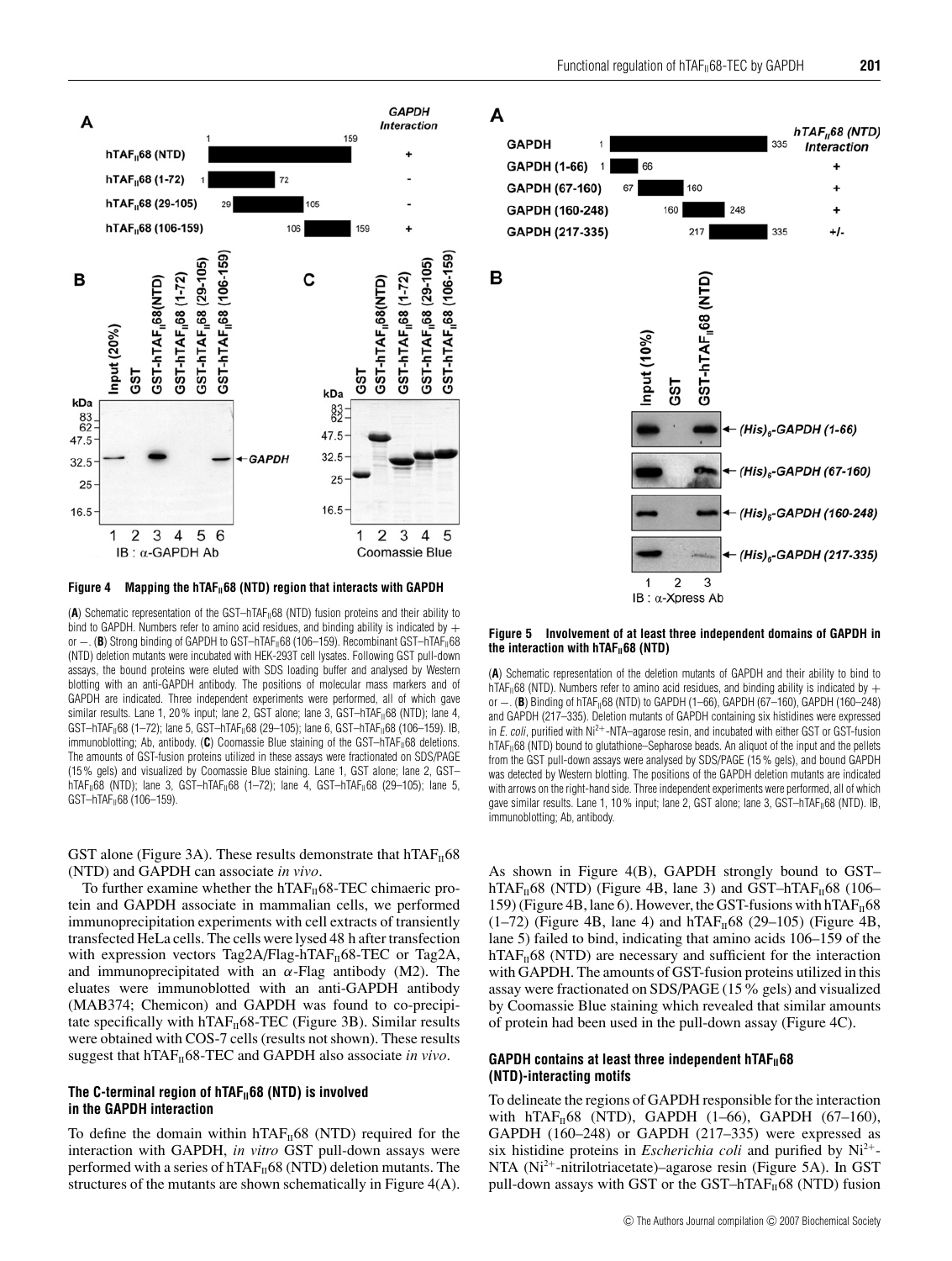**Figure 4 Mapping the $hTAF_{II}68$ (NTD) region that interacts with GAPDH**

(**A**) Schematic representation of the GST–$hTAF_{II}68$ (NTD) fusion proteins and their ability to bind to GAPDH. Numbers refer to amino acid residues, and binding ability is indicated by + or −. (**B**) Strong binding of GAPDH to GST–$hTAF_{II}68$ (106–159). Recombinant GST–$hTAF_{II}68$ (NTD) deletion mutants were incubated with HEK-293T cell lysates. Following GST pull-down assays, the bound proteins were eluted with SDS loading buffer and analysed by Western blotting with an anti-GAPDH antibody. The positions of molecular mass markers and of GAPDH are indicated. Three independent experiments were performed, all of which gave similar results. Lane 1, 20% input; lane 2, GST alone; lane 3, GST–$hTAF_{II}68$ (NTD); lane 4, GST–$hTAF_{II}68$ (1–72); lane 5, GST–$hTAF_{II}68$ (29–105); lane 6, GST–$hTAF_{II}68$ (106–159). IB, immunoblotting; Ab, antibody. (**C**) Coomassie Blue staining of the GST–$hTAF_{II}68$ deletions. The amounts of GST-fusion proteins utilized in these assays were fractionated on SDS/PAGE (15% gels) and visualized by Coomassie Blue staining. Lane 1, GST alone; lane 2, GST–$hTAF_{II}68$ (NTD); lane 3, GST–$hTAF_{II}68$ (1–72); lane 4, GST–$hTAF_{II}68$ (29–105); lane 5, GST–$hTAF_{II}68$ (106–159).

**Figure 5 Involvement of at least three independent domains of GAPDH in the interaction with $hTAF_{II}68$ (NTD)**

(**A**) Schematic representation of the deletion mutants of GAPDH and their ability to bind to $hTAF_{II}68$ (NTD). Numbers refer to amino acid residues, and binding ability is indicated by + or −. (**B**) Binding of $hTAF_{II}68$ (NTD) to GAPDH (1–66), GAPDH (67–160), GAPDH (160–248) and GAPDH (217–335). Deletion mutants of GAPDH containing six histidines were expressed in *E. coli*, purified with $Ni^{2+}$-NTA–agarose resin, and incubated with either GST or GST-fusion $hTAF_{II}68$ (NTD) bound to glutathione–Sepharose beads. An aliquot of the input and the pellets from the GST pull-down assays were analysed by SDS/PAGE (15% gels), and bound GAPDH was detected by Western blotting. The positions of the GAPDH deletion mutants are indicated with arrows on the right-hand side. Three independent experiments were performed, all of which gave similar results. Lane 1, 10% input; lane 2, GST alone; lane 3, GST–$hTAF_{II}68$ (NTD). IB, immunoblotting; Ab, antibody.

GST alone (Figure 3A). These results demonstrate that $hTAF_{II}68$ (NTD) and GAPDH can associate *in vivo*.

To further examine whether the $hTAF_{II}68$-TEC chimaeric protein and GAPDH associate in mammalian cells, we performed immunoprecipitation experiments with cell extracts of transiently transfected HeLa cells. The cells were lysed 48 h after transfection with expression vectors Tag2A/Flag-$hTAF_{II}68$-TEC or Tag2A, and immunoprecipitated with an $\alpha$-Flag antibody (M2). The eluates were immunoblotted with an anti-GAPDH antibody (MAB374; Chemicon) and GAPDH was found to co-precipitate specifically with $hTAF_{II}68$-TEC (Figure 3B). Similar results were obtained with COS-7 cells (results not shown). These results suggest that $hTAF_{II}68$-TEC and GAPDH also associate *in vivo*.

### The C-terminal region of $hTAF_{II}68$ (NTD) is involved in the GAPDH interaction

To define the domain within $hTAF_{II}68$ (NTD) required for the interaction with GAPDH, *in vitro* GST pull-down assays were performed with a series of $hTAF_{II}68$ (NTD) deletion mutants. The structures of the mutants are shown schematically in Figure 4(A). As shown in Figure 4(B), GAPDH strongly bound to GST–$hTAF_{II}68$ (NTD) (Figure 4B, lane 3) and GST–$hTAF_{II}68$ (106–159) (Figure 4B, lane 6). However, the GST-fusions with $hTAF_{II}68$ (1–72) (Figure 4B, lane 4) and $hTAF_{II}68$ (29–105) (Figure 4B, lane 5) failed to bind, indicating that amino acids 106–159 of the $hTAF_{II}68$ (NTD) are necessary and sufficient for the interaction with GAPDH. The amounts of GST-fusion proteins utilized in this assay were fractionated on SDS/PAGE (15% gels) and visualized by Coomassie Blue staining which revealed that similar amounts of protein had been used in the pull-down assay (Figure 4C).

### GAPDH contains at least three independent $hTAF_{II}68$ (NTD)-interacting motifs

To delineate the regions of GAPDH responsible for the interaction with $hTAF_{II}68$ (NTD), GAPDH (1–66), GAPDH (67–160), GAPDH (160–248) or GAPDH (217–335) were expressed as six histidine proteins in *Escherichia coli* and purified by $Ni^{2+}$-NTA ($Ni^{2+}$-nitrilotriacetate)–agarose resin (Figure 5A). In GST pull-down assays with GST or the GST–$hTAF_{II}68$ (NTD) fusion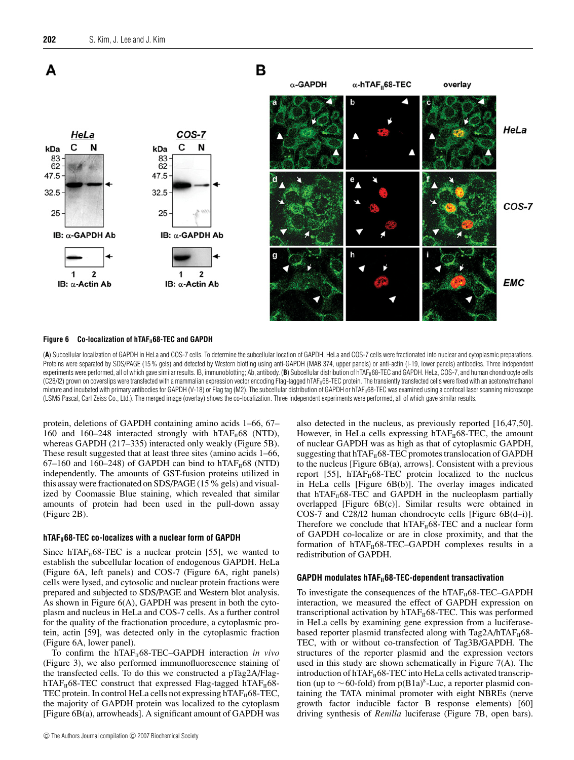**Figure 6 Co-localization of $hTAF_{II}68$-TEC and GAPDH**

(**A**) Subcellular localization of GAPDH in HeLa and COS-7 cells. To determine the subcellular location of GAPDH, HeLa and COS-7 cells were fractionated into nuclear and cytoplasmic preparations. Proteins were separated by SDS/PAGE (15 % gels) and detected by Western blotting using anti-GAPDH (MAB 374, upper panels) or anti-actin (I-19, lower panels) antibodies. Three independent experiments were performed, all of which gave similar results. IB, immunoblotting; Ab, antibody. (**B**) Subcellular distribution of $hTAF_{II}68$-TEC and GAPDH. HeLa, COS-7, and human chondrocyte cells (C28/I2) grown on coverslips were transfected with a mammalian expression vector encoding Flag-tagged $hTAF_{II}68$-TEC protein. The transiently transfected cells were fixed with an acetone/methanol mixture and incubated with primary antibodies for GAPDH (V-18) or Flag tag (M2). The subcellular distribution of GAPDH or $hTAF_{II}68$-TEC was examined using a confocal laser scanning microscope (LSM5 Pascal, Carl Zeiss Co., Ltd.). The merged image (overlay) shows the co-localization. Three independent experiments were performed, all of which gave similar results.

protein, deletions of GAPDH containing amino acids 1–66, 67–160 and 160–248 interacted strongly with $hTAF_{II}68$ (NTD), whereas GAPDH (217–335) interacted only weakly (Figure 5B). These result suggested that at least three sites (amino acids 1–66, 67–160 and 160–248) of GAPDH can bind to $hTAF_{II}68$ (NTD) independently. The amounts of GST-fusion proteins utilized in this assay were fractionated on SDS/PAGE (15 % gels) and visualized by Coomassie Blue staining, which revealed that similar amounts of protein had been used in the pull-down assay (Figure 2B).

### $hTAF_{II}68$-TEC co-localizes with a nuclear form of GAPDH

Since $hTAF_{II}68$-TEC is a nuclear protein [55], we wanted to establish the subcellular location of endogenous GAPDH. HeLa (Figure 6A, left panels) and COS-7 (Figure 6A, right panels) cells were lysed, and cytosolic and nuclear protein fractions were prepared and subjected to SDS/PAGE and Western blot analysis. As shown in Figure 6(A), GAPDH was present in both the cytoplasm and nucleus in HeLa and COS-7 cells. As a further control for the quality of the fractionation procedure, a cytoplasmic protein, actin [59], was detected only in the cytoplasmic fraction (Figure 6A, lower panel).

To confirm the $hTAF_{II}68$-TEC–GAPDH interaction *in vivo* (Figure 3), we also performed immunofluorescence staining of the transfected cells. To do this we constructed a pTag2A/Flag-$hTAF_{II}68$-TEC construct that expressed Flag-tagged $hTAF_{II}68$-TEC protein. In control HeLa cells not expressing $hTAF_{II}68$-TEC, the majority of GAPDH protein was localized to the cytoplasm [Figure 6B(a), arrowheads]. A significant amount of GAPDH was also detected in the nucleus, as previously reported [16,47,50]. However, in HeLa cells expressing $hTAF_{II}68$-TEC, the amount of nuclear GAPDH was as high as that of cytoplasmic GAPDH, suggesting that $hTAF_{II}68$-TEC promotes translocation of GAPDH to the nucleus [Figure 6B(a), arrows]. Consistent with a previous report [55], $hTAF_{II}68$-TEC protein localized to the nucleus in HeLa cells [Figure 6B(b)]. The overlay images indicated that $hTAF_{II}68$-TEC and GAPDH in the nucleoplasm partially overlapped [Figure 6B(c)]. Similar results were obtained in COS-7 and C28/I2 human chondrocyte cells [Figure 6B(d–i)]. Therefore we conclude that $hTAF_{II}68$-TEC and a nuclear form of GAPDH co-localize or are in close proximity, and that the formation of $hTAF_{II}68$-TEC–GAPDH complexes results in a redistribution of GAPDH.

### GAPDH modulates $hTAF_{II}68$-TEC-dependent transactivation

To investigate the consequences of the $hTAF_{II}68$-TEC–GAPDH interaction, we measured the effect of GAPDH expression on transcriptional activation by $hTAF_{II}68$-TEC. This was performed in HeLa cells by examining gene expression from a luciferase-based reporter plasmid transfected along with Tag2A/$hTAF_{II}68$-TEC, with or without co-transfection of Tag3B/GAPDH. The structures of the reporter plasmid and the expression vectors used in this study are shown schematically in Figure 7(A). The introduction of $hTAF_{II}68$-TEC into HeLa cells activated transcription (up to ∼60-fold) from $p(B1a)^8$-Luc, a reporter plasmid containing the TATA minimal promoter with eight NBREs (nerve growth factor inducible factor B response elements) [60] driving synthesis of *Renilla* luciferase (Figure 7B, open bars).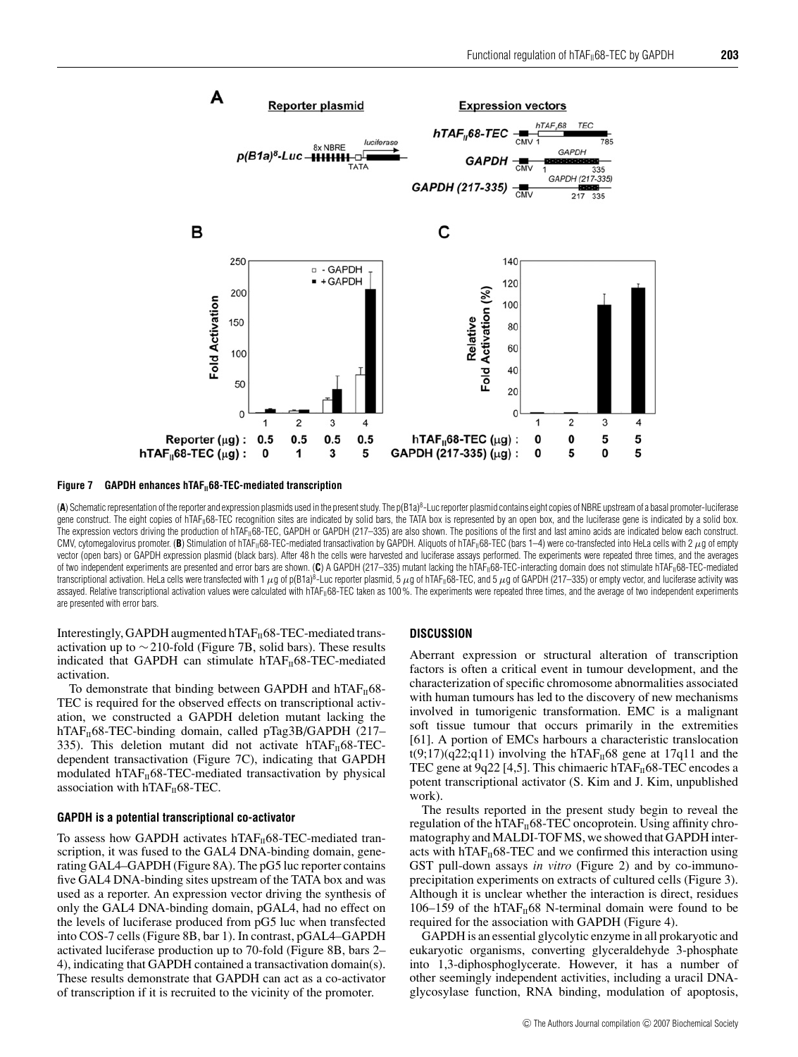**Figure 7 GAPDH enhances hTAF$_{II}$68-TEC-mediated transcription**

(**A**) Schematic representation of the reporter and expression plasmids used in the present study. The p(B1a)$^8$-Luc reporter plasmid contains eight copies of NBRE upstream of a basal promoter-luciferase gene construct. The eight copies of hTAF$_{II}$68-TEC recognition sites are indicated by solid bars, the TATA box is represented by an open box, and the luciferase gene is indicated by a solid box. The expression vectors driving the production of hTAF$_{II}$68-TEC, GAPDH or GAPDH (217–335) are also shown. The positions of the first and last amino acids are indicated below each construct. CMV, cytomegalovirus promoter. (**B**) Stimulation of hTAF$_{II}$68-TEC-mediated transactivation by GAPDH. Aliquots of hTAF$_{II}$68-TEC (bars 1–4) were co-transfected into HeLa cells with 2 $\mu$g of empty vector (open bars) or GAPDH expression plasmid (black bars). After 48 h the cells were harvested and luciferase assays performed. The experiments were repeated three times, and the averages of two independent experiments are presented and error bars are shown. (**C**) A GAPDH (217–335) mutant lacking the hTAF$_{II}$68-TEC-interacting domain does not stimulate hTAF$_{II}$68-TEC-mediated transcriptional activation. HeLa cells were transfected with 1 $\mu$g of p(B1a)$^8$-Luc reporter plasmid, 5 $\mu$g of hTAF$_{II}$68-TEC, and 5 $\mu$g of GAPDH (217–335) or empty vector, and luciferase activity was assayed. Relative transcriptional activation values were calculated with hTAF$_{II}$68-TEC taken as 100 %. The experiments were repeated three times, and the average of two independent experiments are presented with error bars.

Interestingly, GAPDH augmented hTAF$_{II}$68-TEC-mediated transactivation up to ~210-fold (Figure 7B, solid bars). These results indicated that GAPDH can stimulate hTAF$_{II}$68-TEC-mediated activation.

To demonstrate that binding between GAPDH and hTAF$_{II}$68-TEC is required for the observed effects on transcriptional activation, we constructed a GAPDH deletion mutant lacking the hTAF$_{II}$68-TEC-binding domain, called pTag3B/GAPDH (217–335). This deletion mutant did not activate hTAF$_{II}$68-TEC-dependent transactivation (Figure 7C), indicating that GAPDH modulated hTAF$_{II}$68-TEC-mediated transactivation by physical association with hTAF$_{II}$68-TEC.

### GAPDH is a potential transcriptional co-activator

To assess how GAPDH activates hTAF$_{II}$68-TEC-mediated transcription, it was fused to the GAL4 DNA-binding domain, generating GAL4–GAPDH (Figure 8A). The pG5 luc reporter contains five GAL4 DNA-binding sites upstream of the TATA box and was used as a reporter. An expression vector driving the synthesis of only the GAL4 DNA-binding domain, pGAL4, had no effect on the levels of luciferase produced from pG5 luc when transfected into COS-7 cells (Figure 8B, bar 1). In contrast, pGAL4–GAPDH activated luciferase production up to 70-fold (Figure 8B, bars 2–4), indicating that GAPDH contained a transactivation domain(s). These results demonstrate that GAPDH can act as a co-activator of transcription if it is recruited to the vicinity of the promoter.

## DISCUSSION

Aberrant expression or structural alteration of transcription factors is often a critical event in tumour development, and the characterization of specific chromosome abnormalities associated with human tumours has led to the discovery of new mechanisms involved in tumorigenic transformation. EMC is a malignant soft tissue tumour that occurs primarily in the extremities [61]. A portion of EMCs harbours a characteristic translocation t(9;17)(q22;q11) involving the hTAF$_{II}$68 gene at 17q11 and the TEC gene at 9q22 [4,5]. This chimaeric hTAF$_{II}$68-TEC encodes a potent transcriptional activator (S. Kim and J. Kim, unpublished work).

The results reported in the present study begin to reveal the regulation of the hTAF$_{II}$68-TEC oncoprotein. Using affinity chromatography and MALDI-TOF MS, we showed that GAPDH interacts with hTAF$_{II}$68-TEC and we confirmed this interaction using GST pull-down assays *in vitro* (Figure 2) and by co-immunoprecipitation experiments on extracts of cultured cells (Figure 3). Although it is unclear whether the interaction is direct, residues 106–159 of the hTAF$_{II}$68 N-terminal domain were found to be required for the association with GAPDH (Figure 4).

GAPDH is an essential glycolytic enzyme in all prokaryotic and eukaryotic organisms, converting glyceraldehyde 3-phosphate into 1,3-diphosphoglycerate. However, it has a number of other seemingly independent activities, including a uracil DNA-glycosylase function, RNA binding, modulation of apoptosis,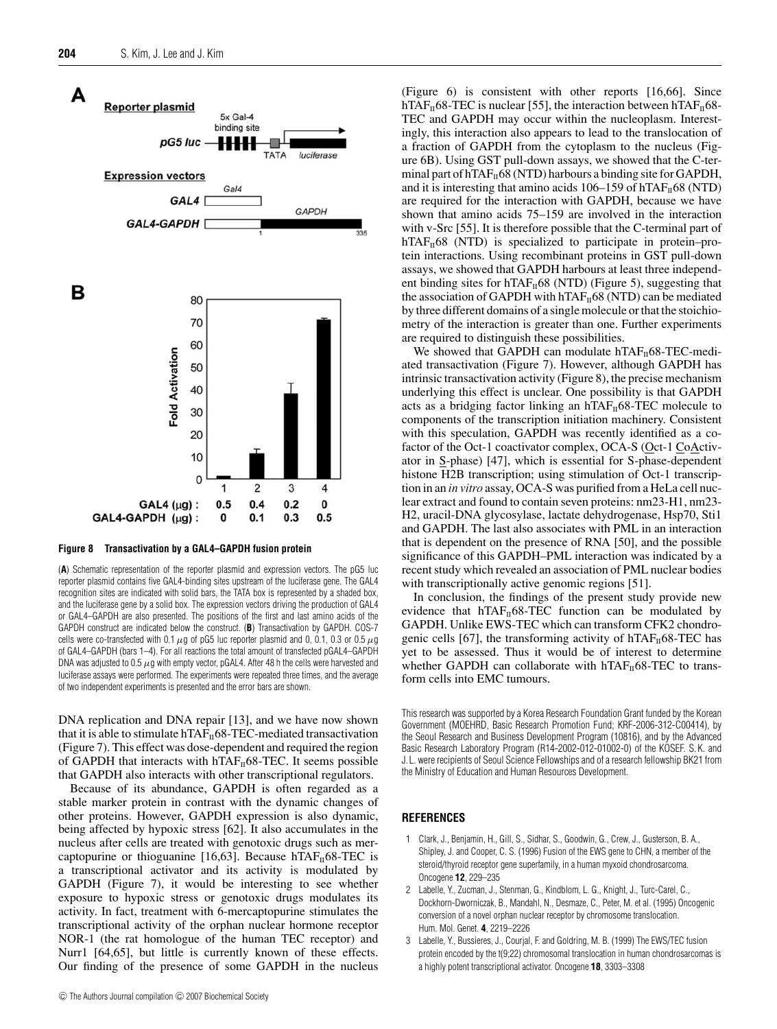**Figure 8 Transactivation by a GAL4–GAPDH fusion protein**

(**A**) Schematic representation of the reporter plasmid and expression vectors. The pG5 luc reporter plasmid contains five GAL4-binding sites upstream of the luciferase gene. The GAL4 recognition sites are indicated with solid bars, the TATA box is represented by a shaded box, and the luciferase gene by a solid box. The expression vectors driving the production of GAL4 or GAL4–GAPDH are also presented. The positions of the first and last amino acids of the GAPDH construct are indicated below the construct. (**B**) Transactivation by GAPDH. COS-7 cells were co-transfected with 0.1 $\mu$g of pG5 luc reporter plasmid and 0, 0.1, 0.3 or 0.5 $\mu$g of GAL4–GAPDH (bars 1–4). For all reactions the total amount of transfected pGAL4–GAPDH DNA was adjusted to 0.5 $\mu$g with empty vector, pGAL4. After 48 h the cells were harvested and luciferase assays were performed. The experiments were repeated three times, and the average of two independent experiments is presented and the error bars are shown.

DNA replication and DNA repair [13], and we have now shown that it is able to stimulate $hTAF_{II}68$-TEC-mediated transactivation (Figure 7). This effect was dose-dependent and required the region of GAPDH that interacts with $hTAF_{II}68$-TEC. It seems possible that GAPDH also interacts with other transcriptional regulators.

Because of its abundance, GAPDH is often regarded as a stable marker protein in contrast with the dynamic changes of other proteins. However, GAPDH expression is also dynamic, being affected by hypoxic stress [62]. It also accumulates in the nucleus after cells are treated with genotoxic drugs such as mercaptopurine or thioguanine [16,63]. Because $hTAF_{II}68$-TEC is a transcriptional activator and its activity is modulated by GAPDH (Figure 7), it would be interesting to see whether exposure to hypoxic stress or genotoxic drugs modulates its activity. In fact, treatment with 6-mercaptopurine stimulates the transcriptional activity of the orphan nuclear hormone receptor NOR-1 (the rat homologue of the human TEC receptor) and Nurr1 [64,65], but little is currently known of these effects. Our finding of the presence of some GAPDH in the nucleus (Figure 6) is consistent with other reports [16,66]. Since $hTAF_{II}68$-TEC is nuclear [55], the interaction between $hTAF_{II}68$-TEC and GAPDH may occur within the nucleoplasm. Interestingly, this interaction also appears to lead to the translocation of a fraction of GAPDH from the cytoplasm to the nucleus (Figure 6B). Using GST pull-down assays, we showed that the C-terminal part of $hTAF_{II}68$ (NTD) harbours a binding site for GAPDH, and it is interesting that amino acids 106–159 of $hTAF_{II}68$ (NTD) are required for the interaction with GAPDH, because we have shown that amino acids 75–159 are involved in the interaction with v-Src [55]. It is therefore possible that the C-terminal part of $hTAF_{II}68$ (NTD) is specialized to participate in protein–protein interactions. Using recombinant proteins in GST pull-down assays, we showed that GAPDH harbours at least three independent binding sites for $hTAF_{II}68$ (NTD) (Figure 5), suggesting that the association of GAPDH with $hTAF_{II}68$ (NTD) can be mediated by three different domains of a single molecule or that the stoichiometry of the interaction is greater than one. Further experiments are required to distinguish these possibilities.

We showed that GAPDH can modulate $hTAF_{II}68$-TEC-mediated transactivation (Figure 7). However, although GAPDH has intrinsic transactivation activity (Figure 8), the precise mechanism underlying this effect is unclear. One possibility is that GAPDH acts as a bridging factor linking an $hTAF_{II}68$-TEC molecule to components of the transcription initiation machinery. Consistent with this speculation, GAPDH was recently identified as a co-factor of the Oct-1 coactivator complex, OCA-S (Oct-1 CoActivator in S-phase) [47], which is essential for S-phase-dependent histone H2B transcription; using stimulation of Oct-1 transcription in an *in vitro* assay, OCA-S was purified from a HeLa cell nuclear extract and found to contain seven proteins: nm23-H1, nm23-H2, uracil-DNA glycosylase, lactate dehydrogenase, Hsp70, Sti1 and GAPDH. The last also associates with PML in an interaction that is dependent on the presence of RNA [50], and the possible significance of this GAPDH–PML interaction was indicated by a recent study which revealed an association of PML nuclear bodies with transcriptionally active genomic regions [51].

In conclusion, the findings of the present study provide new evidence that $hTAF_{II}68$-TEC function can be modulated by GAPDH. Unlike EWS-TEC which can transform CFK2 chondrogenic cells [67], the transforming activity of $hTAF_{II}68$-TEC has yet to be assessed. Thus it would be of interest to determine whether GAPDH can collaborate with $hTAF_{II}68$-TEC to transform cells into EMC tumours.

This research was supported by a Korea Research Foundation Grant funded by the Korean Government (MOEHRD, Basic Research Promotion Fund; KRF-2006-312-C00414), by the Seoul Research and Business Development Program (10816), and by the Advanced Basic Research Laboratory Program (R14-2002-012-01002-0) of the KOSEF. S. K. and J. L. were recipients of Seoul Science Fellowships and of a research fellowship BK21 from the Ministry of Education and Human Resources Development.

## REFERENCES

1 Clark, J., Benjamin, H., Gill, S., Sidhar, S., Goodwin, G., Crew, J., Gusterson, B. A., Shipley, J. and Cooper, C. S. (1996) Fusion of the EWS gene to CHN, a member of the steroid/thyroid receptor gene superfamily, in a human myxoid chondrosarcoma. Oncogene **12**, 229–235

2 Labelle, Y., Zucman, J., Stenman, G., Kindblom, L. G., Knight, J., Turc-Carel, C., Dockhorn-Dworniczak, B., Mandahl, N., Desmaze, C., Peter, M. et al. (1995) Oncogenic conversion of a novel orphan nuclear receptor by chromosome translocation. Hum. Mol. Genet. **4**, 2219–2226

3 Labelle, Y., Bussieres, J., Courjal, F. and Goldring, M. B. (1999) The EWS/TEC fusion protein encoded by the t(9;22) chromosomal translocation in human chondrosarcomas is a highly potent transcriptional activator. Oncogene **18**, 3303–3308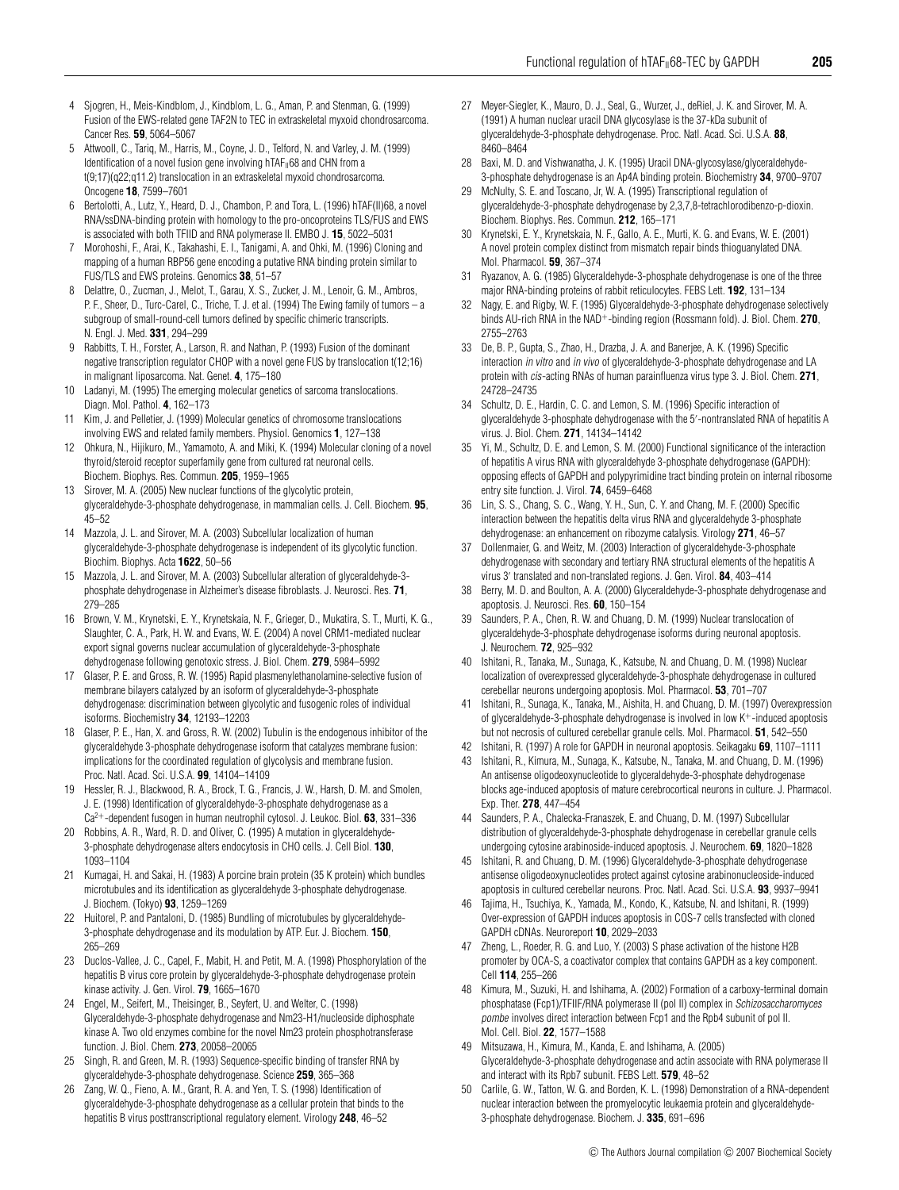4 Sjogren, H., Meis-Kindblom, J., Kindblom, L. G., Aman, P. and Stenman, G. (1999) Fusion of the EWS-related gene TAF2N to TEC in extraskeletal myxoid chondrosarcoma. Cancer Res. **59**, 5064–5067

5 Attwooll, C., Tariq, M., Harris, M., Coyne, J. D., Telford, N. and Varley, J. M. (1999) Identification of a novel fusion gene involving hTAF$_{II}$68 and CHN from a t(9;17)(q22;q11.2) translocation in an extraskeletal myxoid chondrosarcoma. Oncogene **18**, 7599–7601

6 Bertolotti, A., Lutz, Y., Heard, D. J., Chambon, P. and Tora, L. (1996) hTAF(II)68, a novel RNA/ssDNA-binding protein with homology to the pro-oncoproteins TLS/FUS and EWS is associated with both TFIID and RNA polymerase II. EMBO J. **15**, 5022–5031

7 Morohoshi, F., Arai, K., Takahashi, E. I., Tanigami, A. and Ohki, M. (1996) Cloning and mapping of a human RBP56 gene encoding a putative RNA binding protein similar to FUS/TLS and EWS proteins. Genomics **38**, 51–57

8 Delattre, O., Zucman, J., Melot, T., Garau, X. S., Zucker, J. M., Lenoir, G. M., Ambros, P. F., Sheer, D., Turc-Carel, C., Triche, T. J. et al. (1994) The Ewing family of tumors – a subgroup of small-round-cell tumors defined by specific chimeric transcripts. N. Engl. J. Med. **331**, 294–299

9 Rabbitts, T. H., Forster, A., Larson, R. and Nathan, P. (1993) Fusion of the dominant negative transcription regulator CHOP with a novel gene FUS by translocation t(12;16) in malignant liposarcoma. Nat. Genet. **4**, 175–180

10 Ladanyi, M. (1995) The emerging molecular genetics of sarcoma translocations. Diagn. Mol. Pathol. **4**, 162–173

11 Kim, J. and Pelletier, J. (1999) Molecular genetics of chromosome translocations involving EWS and related family members. Physiol. Genomics **1**, 127–138

12 Ohkura, N., Hijikuro, M., Yamamoto, A. and Miki, K. (1994) Molecular cloning of a novel thyroid/steroid receptor superfamily gene from cultured rat neuronal cells. Biochem. Biophys. Res. Commun. **205**, 1959–1965

13 Sirover, M. A. (2005) New nuclear functions of the glycolytic protein, glyceraldehyde-3-phosphate dehydrogenase, in mammalian cells. J. Cell. Biochem. **95**, 45–52

14 Mazzola, J. L. and Sirover, M. A. (2003) Subcellular localization of human glyceraldehyde-3-phosphate dehydrogenase is independent of its glycolytic function. Biochim. Biophys. Acta **1622**, 50–56

15 Mazzola, J. L. and Sirover, M. A. (2003) Subcellular alteration of glyceraldehyde-3-phosphate dehydrogenase in Alzheimer's disease fibroblasts. J. Neurosci. Res. **71**, 279–285

16 Brown, V. M., Krynetski, E. Y., Krynetskaia, N. F., Grieger, D., Mukatira, S. T., Murti, K. G., Slaughter, C. A., Park, H. W. and Evans, W. E. (2004) A novel CRM1-mediated nuclear export signal governs nuclear accumulation of glyceraldehyde-3-phosphate dehydrogenase following genotoxic stress. J. Biol. Chem. **279**, 5984–5992

17 Glaser, P. E. and Gross, R. W. (1995) Rapid plasmenylethanolamine-selective fusion of membrane bilayers catalyzed by an isoform of glyceraldehyde-3-phosphate dehydrogenase: discrimination between glycolytic and fusogenic roles of individual isoforms. Biochemistry **34**, 12193–12203

18 Glaser, P. E., Han, X. and Gross, R. W. (2002) Tubulin is the endogenous inhibitor of the glyceraldehyde 3-phosphate dehydrogenase isoform that catalyzes membrane fusion: implications for the coordinated regulation of glycolysis and membrane fusion. Proc. Natl. Acad. Sci. U.S.A. **99**, 14104–14109

19 Hessler, R. J., Blackwood, R. A., Brock, T. G., Francis, J. W., Harsh, D. M. and Smolen, J. E. (1998) Identification of glyceraldehyde-3-phosphate dehydrogenase as a $Ca^{2+}$-dependent fusogen in human neutrophil cytosol. J. Leukoc. Biol. **63**, 331–336

20 Robbins, A. R., Ward, R. D. and Oliver, C. (1995) A mutation in glyceraldehyde-3-phosphate dehydrogenase alters endocytosis in CHO cells. J. Cell Biol. **130**, 1093–1104

21 Kumagai, H. and Sakai, H. (1983) A porcine brain protein (35 K protein) which bundles microtubules and its identification as glyceraldehyde 3-phosphate dehydrogenase. J. Biochem. (Tokyo) **93**, 1259–1269

22 Huitorel, P. and Pantaloni, D. (1985) Bundling of microtubules by glyceraldehyde-3-phosphate dehydrogenase and its modulation by ATP. Eur. J. Biochem. **150**, 265–269

23 Duclos-Vallee, J. C., Capel, F., Mabit, H. and Petit, M. A. (1998) Phosphorylation of the hepatitis B virus core protein by glyceraldehyde-3-phosphate dehydrogenase protein kinase activity. J. Gen. Virol. **79**, 1665–1670

24 Engel, M., Seifert, M., Theisinger, B., Seyfert, U. and Welter, C. (1998) Glyceraldehyde-3-phosphate dehydrogenase and Nm23-H1/nucleoside diphosphate kinase A. Two old enzymes combine for the novel Nm23 protein phosphotransferase function. J. Biol. Chem. **273**, 20058–20065

25 Singh, R. and Green, M. R. (1993) Sequence-specific binding of transfer RNA by glyceraldehyde-3-phosphate dehydrogenase. Science **259**, 365–368

26 Zang, W. Q., Fieno, A. M., Grant, R. A. and Yen, T. S. (1998) Identification of glyceraldehyde-3-phosphate dehydrogenase as a cellular protein that binds to the hepatitis B virus posttranscriptional regulatory element. Virology **248**, 46–52

27 Meyer-Siegler, K., Mauro, D. J., Seal, G., Wurzer, J., deRiel, J. K. and Sirover, M. A. (1991) A human nuclear uracil DNA glycosylase is the 37-kDa subunit of glyceraldehyde-3-phosphate dehydrogenase. Proc. Natl. Acad. Sci. U.S.A. **88**, 8460–8464

28 Baxi, M. D. and Vishwanatha, J. K. (1995) Uracil DNA-glycosylase/glyceraldehyde-3-phosphate dehydrogenase is an Ap4A binding protein. Biochemistry **34**, 9700–9707

29 McNulty, S. E. and Toscano, Jr, W. A. (1995) Transcriptional regulation of glyceraldehyde-3-phosphate dehydrogenase by 2,3,7,8-tetrachlorodibenzo-p-dioxin. Biochem. Biophys. Res. Commun. **212**, 165–171

30 Krynetski, E. Y., Krynetskaia, N. F., Gallo, A. E., Murti, K. G. and Evans, W. E. (2001) A novel protein complex distinct from mismatch repair binds thioguanylated DNA. Mol. Pharmacol. **59**, 367–374

31 Ryazanov, A. G. (1985) Glyceraldehyde-3-phosphate dehydrogenase is one of the three major RNA-binding proteins of rabbit reticulocytes. FEBS Lett. **192**, 131–134

32 Nagy, E. and Rigby, W. F. (1995) Glyceraldehyde-3-phosphate dehydrogenase selectively binds AU-rich RNA in the NAD$^+$-binding region (Rossmann fold). J. Biol. Chem. **270**, 2755–2763

33 De, B. P., Gupta, S., Zhao, H., Drazba, J. A. and Banerjee, A. K. (1996) Specific interaction *in vitro* and *in vivo* of glyceraldehyde-3-phosphate dehydrogenase and LA protein with *cis*-acting RNAs of human parainfluenza virus type 3. J. Biol. Chem. **271**, 24728–24735

34 Schultz, D. E., Hardin, C. C. and Lemon, S. M. (1996) Specific interaction of glyceraldehyde 3-phosphate dehydrogenase with the 5′-nontranslated RNA of hepatitis A virus. J. Biol. Chem. **271**, 14134–14142

35 Yi, M., Schultz, D. E. and Lemon, S. M. (2000) Functional significance of the interaction of hepatitis A virus RNA with glyceraldehyde 3-phosphate dehydrogenase (GAPDH): opposing effects of GAPDH and polypyrimidine tract binding protein on internal ribosome entry site function. J. Virol. **74**, 6459–6468

36 Lin, S. S., Chang, S. C., Wang, Y. H., Sun, C. Y. and Chang, M. F. (2000) Specific interaction between the hepatitis delta virus RNA and glyceraldehyde 3-phosphate dehydrogenase: an enhancement on ribozyme catalysis. Virology **271**, 46–57

37 Dollenmaier, G. and Weitz, M. (2003) Interaction of glyceraldehyde-3-phosphate dehydrogenase with secondary and tertiary RNA structural elements of the hepatitis A virus 3′ translated and non-translated regions. J. Gen. Virol. **84**, 403–414

38 Berry, M. D. and Boulton, A. A. (2000) Glyceraldehyde-3-phosphate dehydrogenase and apoptosis. J. Neurosci. Res. **60**, 150–154

39 Saunders, P. A., Chen, R. W. and Chuang, D. M. (1999) Nuclear translocation of glyceraldehyde-3-phosphate dehydrogenase isoforms during neuronal apoptosis. J. Neurochem. **72**, 925–932

40 Ishitani, R., Tanaka, M., Sunaga, K., Katsube, N. and Chuang, D. M. (1998) Nuclear localization of overexpressed glyceraldehyde-3-phosphate dehydrogenase in cultured cerebellar neurons undergoing apoptosis. Mol. Pharmacol. **53**, 701–707

41 Ishitani, R., Sunaga, K., Tanaka, M., Aishita, H. and Chuang, D. M. (1997) Overexpression of glyceraldehyde-3-phosphate dehydrogenase is involved in low $K^+$-induced apoptosis but not necrosis of cultured cerebellar granule cells. Mol. Pharmacol. **51**, 542–550

42 Ishitani, R. (1997) A role for GAPDH in neuronal apoptosis. Seikagaku **69**, 1107–1111

43 Ishitani, R., Kimura, M., Sunaga, K., Katsube, N., Tanaka, M. and Chuang, D. M. (1996) An antisense oligodeoxynucleotide to glyceraldehyde-3-phosphate dehydrogenase blocks age-induced apoptosis of mature cerebrocortical neurons in culture. J. Pharmacol. Exp. Ther. **278**, 447–454

44 Saunders, P. A., Chalecka-Franaszek, E. and Chuang, D. M. (1997) Subcellular distribution of glyceraldehyde-3-phosphate dehydrogenase in cerebellar granule cells undergoing cytosine arabinoside-induced apoptosis. J. Neurochem. **69**, 1820–1828

45 Ishitani, R. and Chuang, D. M. (1996) Glyceraldehyde-3-phosphate dehydrogenase antisense oligodeoxynucleotides protect against cytosine arabinonucleoside-induced apoptosis in cultured cerebellar neurons. Proc. Natl. Acad. Sci. U.S.A. **93**, 9937–9941

46 Tajima, H., Tsuchiya, K., Yamada, M., Kondo, K., Katsube, N. and Ishitani, R. (1999) Over-expression of GAPDH induces apoptosis in COS-7 cells transfected with cloned GAPDH cDNAs. Neuroreport **10**, 2029–2033

47 Zheng, L., Roeder, R. G. and Luo, Y. (2003) S phase activation of the histone H2B promoter by OCA-S, a coactivator complex that contains GAPDH as a key component. Cell **114**, 255–266

48 Kimura, M., Suzuki, H. and Ishihama, A. (2002) Formation of a carboxy-terminal domain phosphatase (Fcp1)/TFIIF/RNA polymerase II (pol II) complex in *Schizosaccharomyces pombe* involves direct interaction between Fcp1 and the Rpb4 subunit of pol II. Mol. Cell. Biol. **22**, 1577–1588

49 Mitsuzawa, H., Kimura, M., Kanda, E. and Ishihama, A. (2005) Glyceraldehyde-3-phosphate dehydrogenase and actin associate with RNA polymerase II and interact with its Rpb7 subunit. FEBS Lett. **579**, 48–52

50 Carlile, G. W., Tatton, W. G. and Borden, K. L. (1998) Demonstration of a RNA-dependent nuclear interaction between the promyelocytic leukaemia protein and glyceraldehyde-3-phosphate dehydrogenase. Biochem. J. **335**, 691–696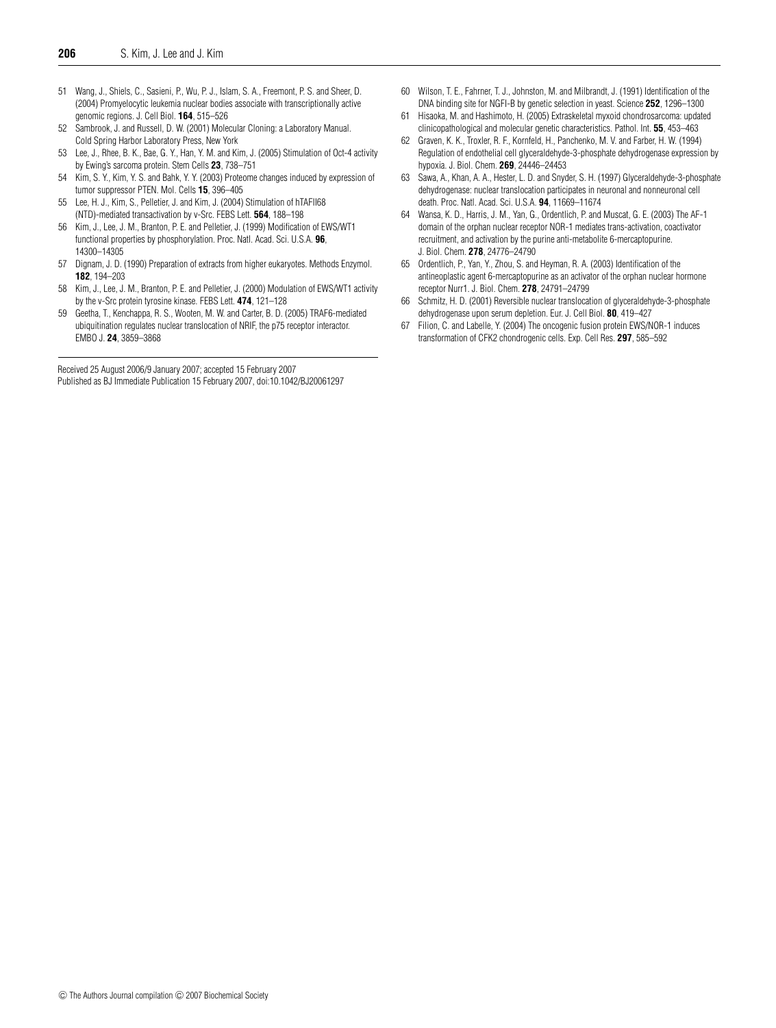51 Wang, J., Shiels, C., Sasieni, P., Wu, P. J., Islam, S. A., Freemont, P. S. and Sheer, D. (2004) Promyelocytic leukemia nuclear bodies associate with transcriptionally active genomic regions. J. Cell Biol. **164**, 515–526

52 Sambrook, J. and Russell, D. W. (2001) Molecular Cloning: a Laboratory Manual. Cold Spring Harbor Laboratory Press, New York

53 Lee, J., Rhee, B. K., Bae, G. Y., Han, Y. M. and Kim, J. (2005) Stimulation of Oct-4 activity by Ewing's sarcoma protein. Stem Cells **23**, 738–751

54 Kim, S. Y., Kim, Y. S. and Bahk, Y. Y. (2003) Proteome changes induced by expression of tumor suppressor PTEN. Mol. Cells **15**, 396–405

55 Lee, H. J., Kim, S., Pelletier, J. and Kim, J. (2004) Stimulation of hTAFII68 (NTD)-mediated transactivation by v-Src. FEBS Lett. **564**, 188–198

56 Kim, J., Lee, J. M., Branton, P. E. and Pelletier, J. (1999) Modification of EWS/WT1 functional properties by phosphorylation. Proc. Natl. Acad. Sci. U.S.A. **96**, 14300–14305

57 Dignam, J. D. (1990) Preparation of extracts from higher eukaryotes. Methods Enzymol. **182**, 194–203

58 Kim, J., Lee, J. M., Branton, P. E. and Pelletier, J. (2000) Modulation of EWS/WT1 activity by the v-Src protein tyrosine kinase. FEBS Lett. **474**, 121–128

59 Geetha, T., Kenchappa, R. S., Wooten, M. W. and Carter, B. D. (2005) TRAF6-mediated ubiquitination regulates nuclear translocation of NRIF, the p75 receptor interactor. EMBO J. **24**, 3859–3868

60 Wilson, T. E., Fahrner, T. J., Johnston, M. and Milbrandt, J. (1991) Identification of the DNA binding site for NGFI-B by genetic selection in yeast. Science **252**, 1296–1300

61 Hisaoka, M. and Hashimoto, H. (2005) Extraskeletal myxoid chondrosarcoma: updated clinicopathological and molecular genetic characteristics. Pathol. Int. **55**, 453–463

62 Graven, K. K., Troxler, R. F., Kornfeld, H., Panchenko, M. V. and Farber, H. W. (1994) Regulation of endothelial cell glyceraldehyde-3-phosphate dehydrogenase expression by hypoxia. J. Biol. Chem. **269**, 24446–24453

63 Sawa, A., Khan, A. A., Hester, L. D. and Snyder, S. H. (1997) Glyceraldehyde-3-phosphate dehydrogenase: nuclear translocation participates in neuronal and nonneuronal cell death. Proc. Natl. Acad. Sci. U.S.A. **94**, 11669–11674

64 Wansa, K. D., Harris, J. M., Yan, G., Ordentlich, P. and Muscat, G. E. (2003) The AF-1 domain of the orphan nuclear receptor NOR-1 mediates trans-activation, coactivator recruitment, and activation by the purine anti-metabolite 6-mercaptopurine. J. Biol. Chem. **278**, 24776–24790

65 Ordentlich, P., Yan, Y., Zhou, S. and Heyman, R. A. (2003) Identification of the antineoplastic agent 6-mercaptopurine as an activator of the orphan nuclear hormone receptor Nurr1. J. Biol. Chem. **278**, 24791–24799

66 Schmitz, H. D. (2001) Reversible nuclear translocation of glyceraldehyde-3-phosphate dehydrogenase upon serum depletion. Eur. J. Cell Biol. **80**, 419–427

67 Filion, C. and Labelle, Y. (2004) The oncogenic fusion protein EWS/NOR-1 induces transformation of CFK2 chondrogenic cells. Exp. Cell Res. **297**, 585–592

Received 25 August 2006/9 January 2007; accepted 15 February 2007
Published as BJ Immediate Publication 15 February 2007, doi:10.1042/BJ20061297